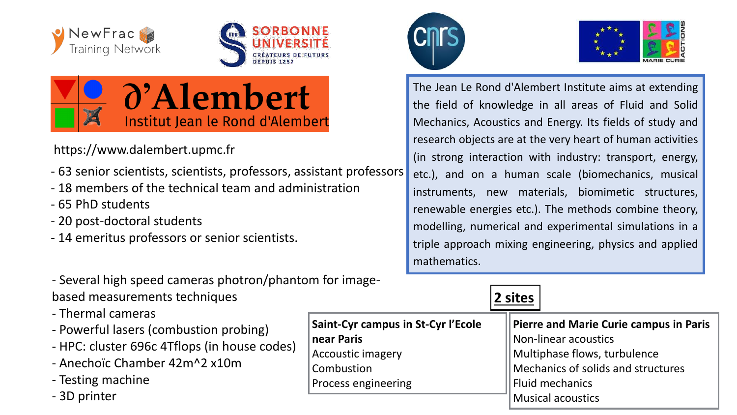NewFrac Training Network

SORBONNE UNIVERSITÉ — CRÉATEURS DE FUTURS DEPUIS 1257

CNRS

MARIE CURIE ACTIONS

# ∂'Alembert

## Institut Jean le Rond d'Alembert

https://www.dalembert.upmc.fr

- 63 senior scientists, scientists, professors, assistant professors
- 18 members of the technical team and administration
- 65 PhD students
- 20 post-doctoral students
- 14 emeritus professors or senior scientists.

The Jean Le Rond d'Alembert Institute aims at extending the field of knowledge in all areas of Fluid and Solid Mechanics, Acoustics and Energy. Its fields of study and research objects are at the very heart of human activities (in strong interaction with industry: transport, energy, etc.), and on a human scale (biomechanics, musical instruments, new materials, biomimetic structures, renewable energies etc.). The methods combine theory, modelling, numerical and experimental simulations in a triple approach mixing engineering, physics and applied mathematics.

- Several high speed cameras photron/phantom for image-based measurements techniques
- Thermal cameras
- Powerful lasers (combustion probing)
- HPC: cluster 696c 4Tflops (in house codes)
- Anechoïc Chamber 42m^2 x10m
- Testing machine
- 3D printer

**2 sites**

| **Saint-Cyr campus in St-Cyr l'Ecole near Paris** | **Pierre and Marie Curie campus in Paris** |
|---|---|
| Accoustic imagery | Non-linear acoustics |
| Combustion | Multiphase flows, turbulence |
| Process engineering | Mechanics of solids and structures |
| | Fluid mechanics |
| | Musical acoustics |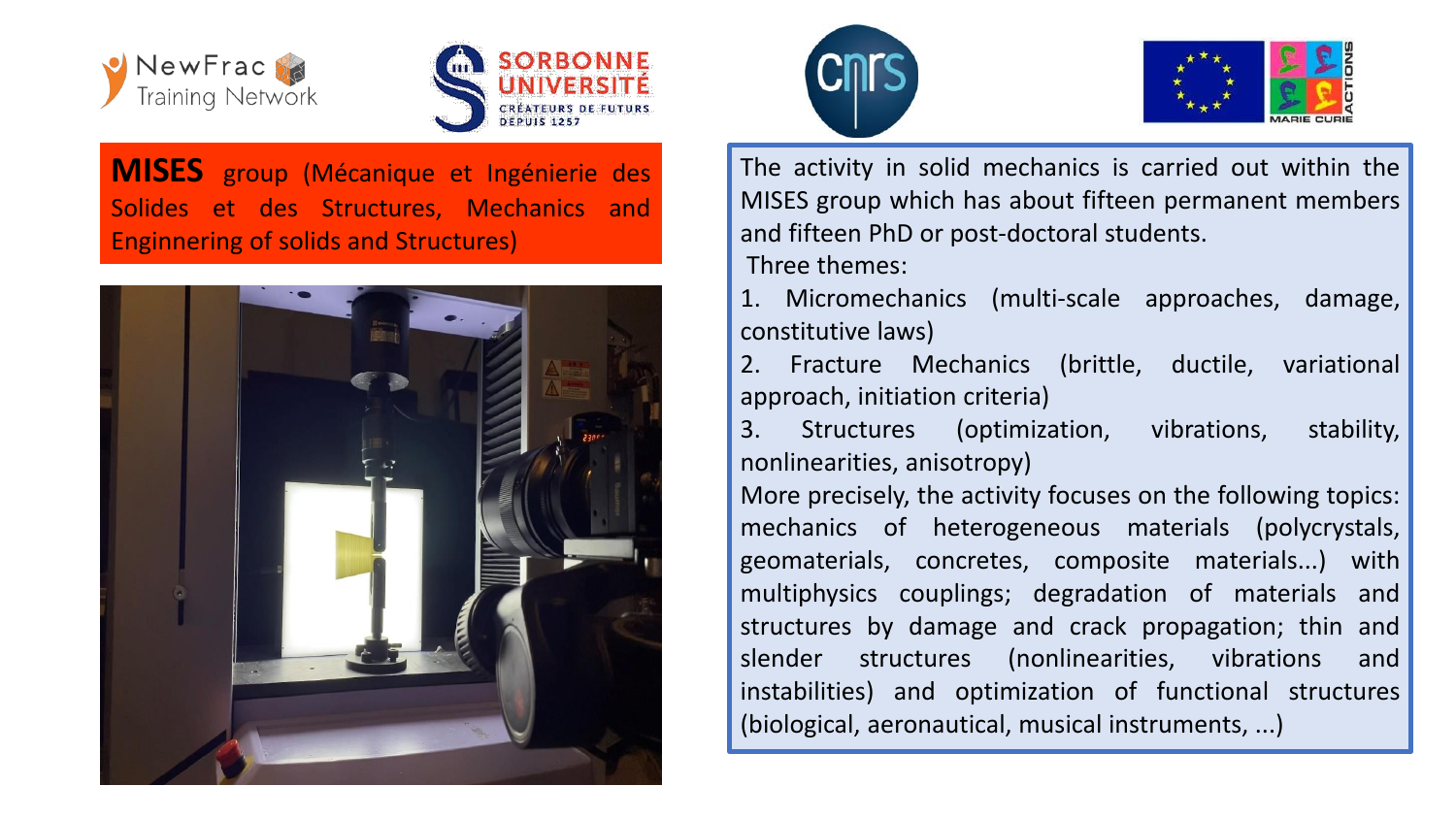**MISES** group (Mécanique et Ingénierie des Solides et des Structures, Mechanics and Enginnering of solids and Structures)

The activity in solid mechanics is carried out within the MISES group which has about fifteen permanent members and fifteen PhD or post-doctoral students.

Three themes:

1. Micromechanics (multi-scale approaches, damage, constitutive laws)
2. Fracture Mechanics (brittle, ductile, variational approach, initiation criteria)
3. Structures (optimization, vibrations, stability, nonlinearities, anisotropy)

More precisely, the activity focuses on the following topics: mechanics of heterogeneous materials (polycrystals, geomaterials, concretes, composite materials...) with multiphysics couplings; degradation of materials and structures by damage and crack propagation; thin and slender structures (nonlinearities, vibrations and instabilities) and optimization of functional structures (biological, aeronautical, musical instruments, ...)